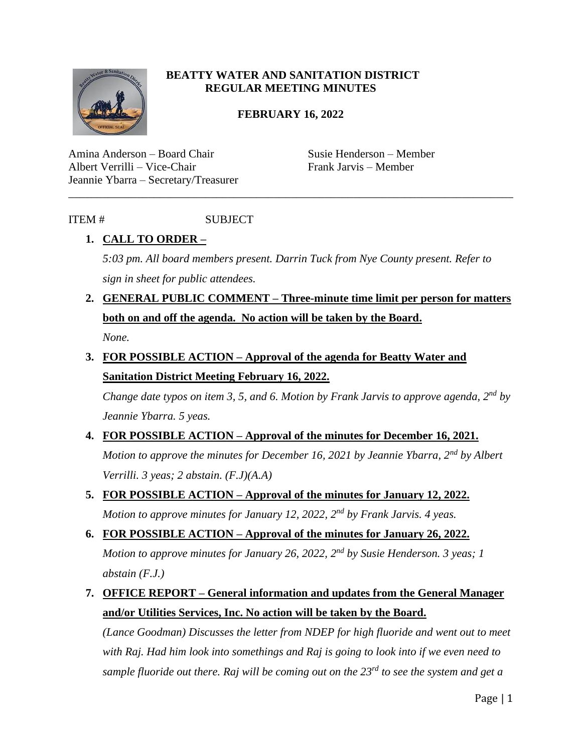**BEATTY WATER AND SANITATION DISTRICT**
**REGULAR MEETING MINUTES**

**FEBRUARY 16, 2022**

Amina Anderson – Board Chair
Albert Verrilli – Vice-Chair
Jeannie Ybarra – Secretary/Treasurer

Susie Henderson – Member
Frank Jarvis – Member

---

ITEM # SUBJECT

1. **CALL TO ORDER –**

   *5:03 pm. All board members present. Darrin Tuck from Nye County present. Refer to sign in sheet for public attendees.*

2. **GENERAL PUBLIC COMMENT – Three-minute time limit per person for matters both on and off the agenda. No action will be taken by the Board.**

   *None.*

3. **FOR POSSIBLE ACTION – Approval of the agenda for Beatty Water and Sanitation District Meeting February 16, 2022.**

   *Change date typos on item 3, 5, and 6. Motion by Frank Jarvis to approve agenda, 2nd by Jeannie Ybarra. 5 yeas.*

4. **FOR POSSIBLE ACTION – Approval of the minutes for December 16, 2021.**

   *Motion to approve the minutes for December 16, 2021 by Jeannie Ybarra, 2nd by Albert Verrilli. 3 yeas; 2 abstain. (F.J)(A.A)*

5. **FOR POSSIBLE ACTION – Approval of the minutes for January 12, 2022.**

   *Motion to approve minutes for January 12, 2022, 2nd by Frank Jarvis. 4 yeas.*

6. **FOR POSSIBLE ACTION – Approval of the minutes for January 26, 2022.**

   *Motion to approve minutes for January 26, 2022, 2nd by Susie Henderson. 3 yeas; 1 abstain (F.J.)*

7. **OFFICE REPORT – General information and updates from the General Manager and/or Utilities Services, Inc. No action will be taken by the Board.**

   *(Lance Goodman) Discusses the letter from NDEP for high fluoride and went out to meet with Raj. Had him look into somethings and Raj is going to look into if we even need to sample fluoride out there. Raj will be coming out on the 23rd to see the system and get a*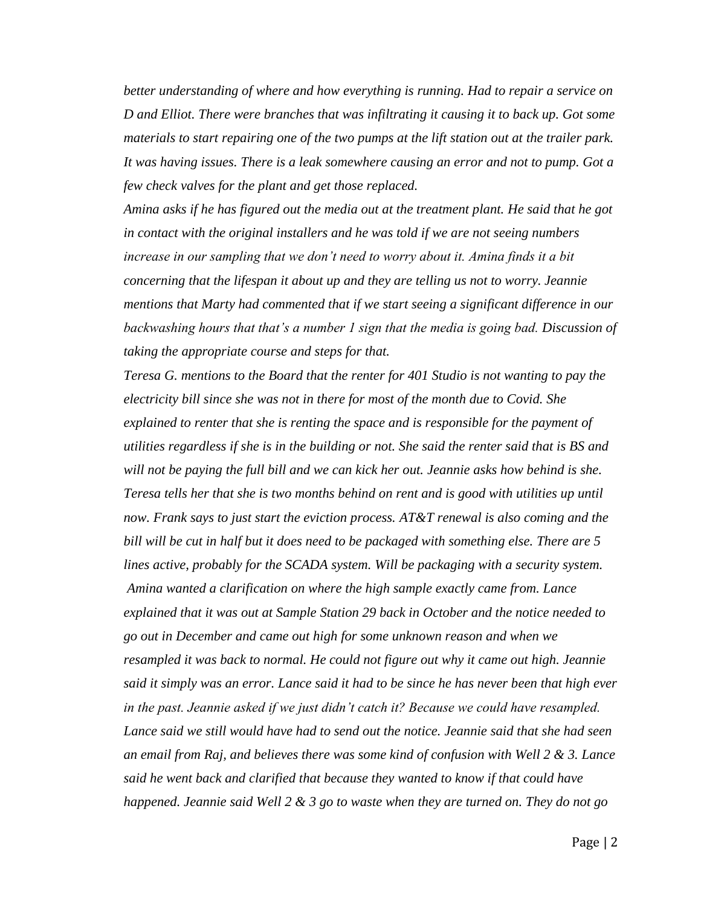*better understanding of where and how everything is running. Had to repair a service on D and Elliot. There were branches that was infiltrating it causing it to back up. Got some materials to start repairing one of the two pumps at the lift station out at the trailer park. It was having issues. There is a leak somewhere causing an error and not to pump. Got a few check valves for the plant and get those replaced.*

*Amina asks if he has figured out the media out at the treatment plant. He said that he got in contact with the original installers and he was told if we are not seeing numbers increase in our sampling that we don't need to worry about it. Amina finds it a bit concerning that the lifespan it about up and they are telling us not to worry. Jeannie mentions that Marty had commented that if we start seeing a significant difference in our backwashing hours that that's a number 1 sign that the media is going bad. Discussion of taking the appropriate course and steps for that.*

*Teresa G. mentions to the Board that the renter for 401 Studio is not wanting to pay the electricity bill since she was not in there for most of the month due to Covid. She explained to renter that she is renting the space and is responsible for the payment of utilities regardless if she is in the building or not. She said the renter said that is BS and will not be paying the full bill and we can kick her out. Jeannie asks how behind is she. Teresa tells her that she is two months behind on rent and is good with utilities up until now. Frank says to just start the eviction process. AT&T renewal is also coming and the bill will be cut in half but it does need to be packaged with something else. There are 5 lines active, probably for the SCADA system. Will be packaging with a security system.*

*Amina wanted a clarification on where the high sample exactly came from. Lance explained that it was out at Sample Station 29 back in October and the notice needed to go out in December and came out high for some unknown reason and when we resampled it was back to normal. He could not figure out why it came out high. Jeannie said it simply was an error. Lance said it had to be since he has never been that high ever in the past. Jeannie asked if we just didn't catch it? Because we could have resampled. Lance said we still would have had to send out the notice. Jeannie said that she had seen an email from Raj, and believes there was some kind of confusion with Well 2 & 3. Lance said he went back and clarified that because they wanted to know if that could have happened. Jeannie said Well 2 & 3 go to waste when they are turned on. They do not go*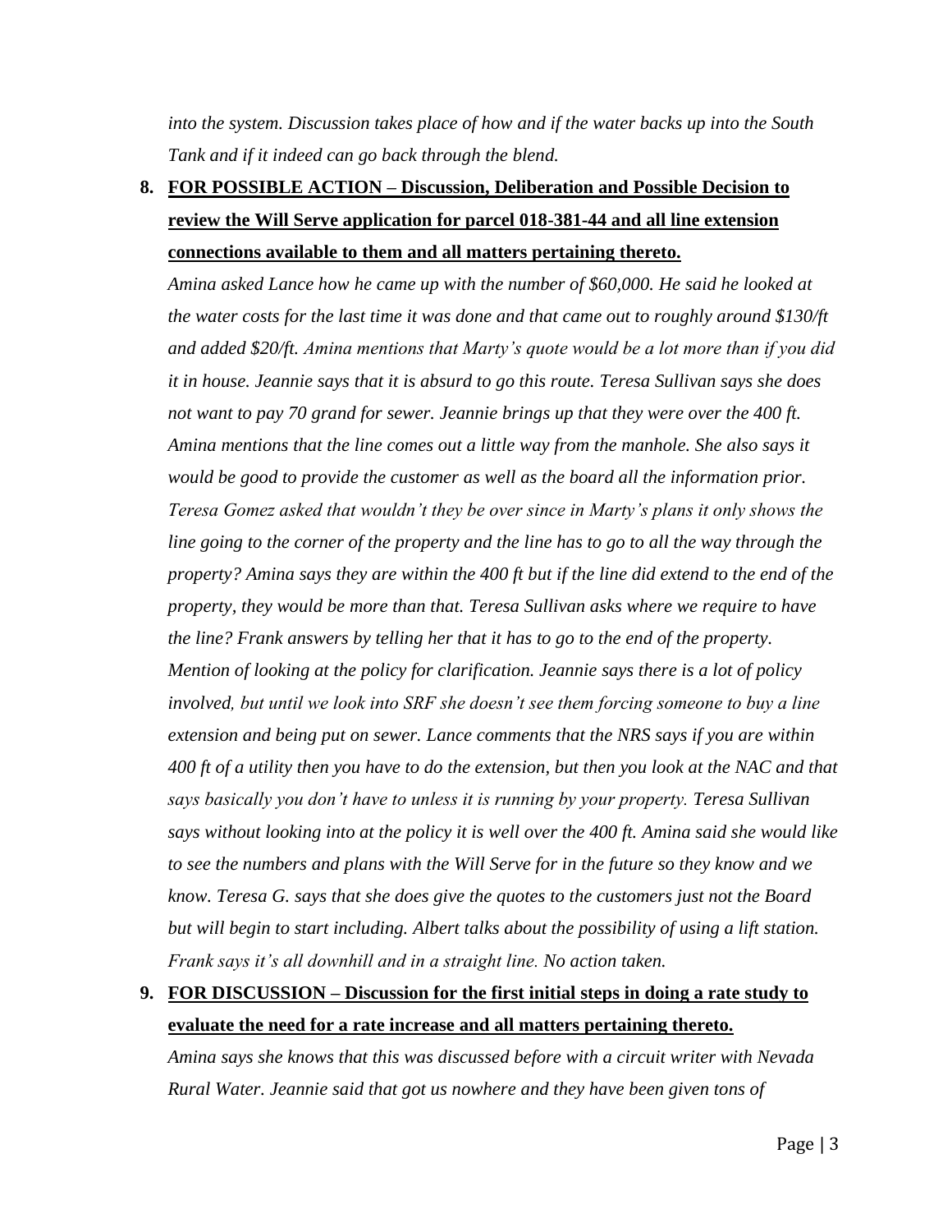*into the system. Discussion takes place of how and if the water backs up into the South Tank and if it indeed can go back through the blend.*

8. **FOR POSSIBLE ACTION – Discussion, Deliberation and Possible Decision to review the Will Serve application for parcel 018-381-44 and all line extension connections available to them and all matters pertaining thereto.**

   *Amina asked Lance how he came up with the number of $60,000. He said he looked at the water costs for the last time it was done and that came out to roughly around $130/ft and added $20/ft. Amina mentions that Marty's quote would be a lot more than if you did it in house. Jeannie says that it is absurd to go this route. Teresa Sullivan says she does not want to pay 70 grand for sewer. Jeannie brings up that they were over the 400 ft. Amina mentions that the line comes out a little way from the manhole. She also says it would be good to provide the customer as well as the board all the information prior. Teresa Gomez asked that wouldn't they be over since in Marty's plans it only shows the line going to the corner of the property and the line has to go to all the way through the property? Amina says they are within the 400 ft but if the line did extend to the end of the property, they would be more than that. Teresa Sullivan asks where we require to have the line? Frank answers by telling her that it has to go to the end of the property. Mention of looking at the policy for clarification. Jeannie says there is a lot of policy involved, but until we look into SRF she doesn't see them forcing someone to buy a line extension and being put on sewer. Lance comments that the NRS says if you are within 400 ft of a utility then you have to do the extension, but then you look at the NAC and that says basically you don't have to unless it is running by your property. Teresa Sullivan says without looking into at the policy it is well over the 400 ft. Amina said she would like to see the numbers and plans with the Will Serve for in the future so they know and we know. Teresa G. says that she does give the quotes to the customers just not the Board but will begin to start including. Albert talks about the possibility of using a lift station. Frank says it's all downhill and in a straight line. No action taken.*

9. **FOR DISCUSSION – Discussion for the first initial steps in doing a rate study to evaluate the need for a rate increase and all matters pertaining thereto.**

   *Amina says she knows that this was discussed before with a circuit writer with Nevada Rural Water. Jeannie said that got us nowhere and they have been given tons of*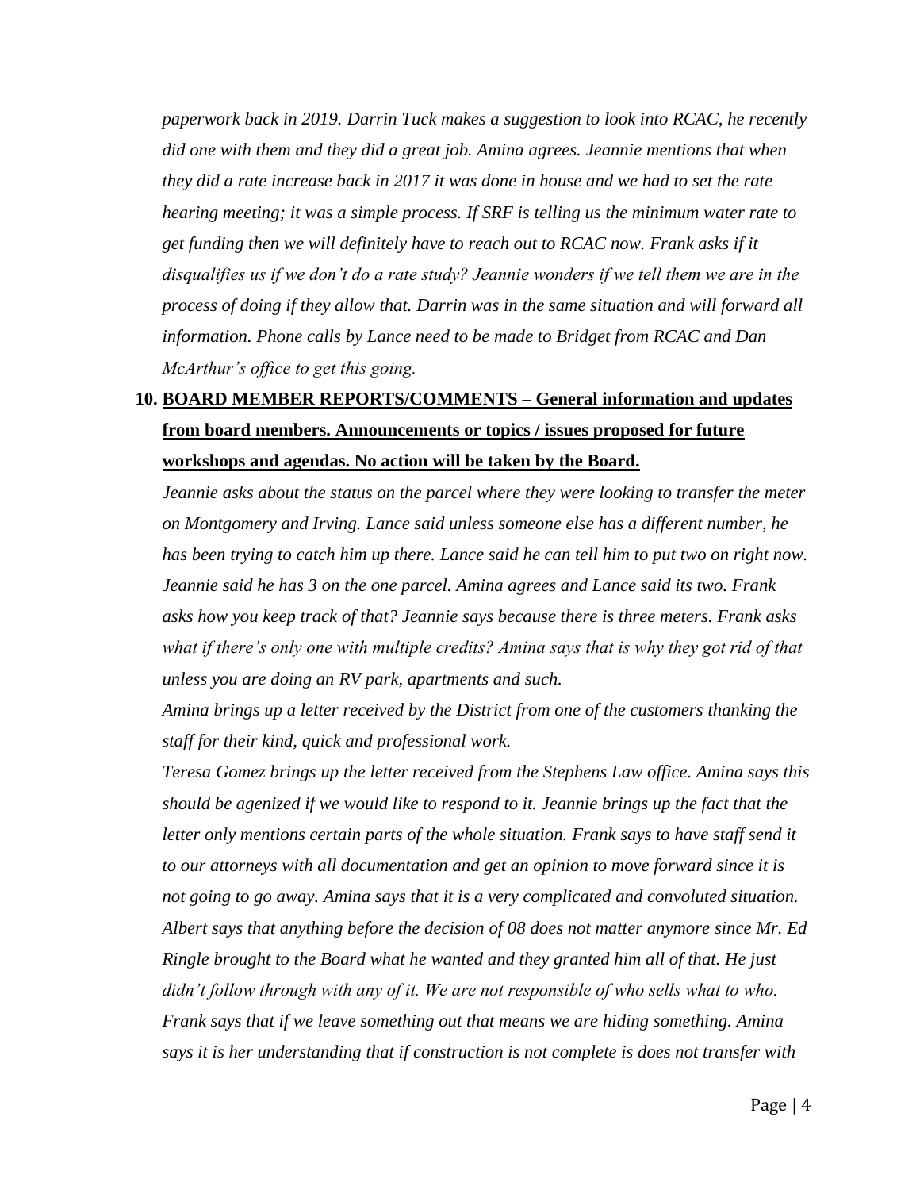*paperwork back in 2019. Darrin Tuck makes a suggestion to look into RCAC, he recently did one with them and they did a great job. Amina agrees. Jeannie mentions that when they did a rate increase back in 2017 it was done in house and we had to set the rate hearing meeting; it was a simple process. If SRF is telling us the minimum water rate to get funding then we will definitely have to reach out to RCAC now. Frank asks if it disqualifies us if we don't do a rate study? Jeannie wonders if we tell them we are in the process of doing if they allow that. Darrin was in the same situation and will forward all information. Phone calls by Lance need to be made to Bridget from RCAC and Dan McArthur's office to get this going.*

10. **BOARD MEMBER REPORTS/COMMENTS – General information and updates from board members. Announcements or topics / issues proposed for future workshops and agendas. No action will be taken by the Board.**

*Jeannie asks about the status on the parcel where they were looking to transfer the meter on Montgomery and Irving. Lance said unless someone else has a different number, he has been trying to catch him up there. Lance said he can tell him to put two on right now. Jeannie said he has 3 on the one parcel. Amina agrees and Lance said its two. Frank asks how you keep track of that? Jeannie says because there is three meters. Frank asks what if there's only one with multiple credits? Amina says that is why they got rid of that unless you are doing an RV park, apartments and such.*

*Amina brings up a letter received by the District from one of the customers thanking the staff for their kind, quick and professional work.*

*Teresa Gomez brings up the letter received from the Stephens Law office. Amina says this should be agenized if we would like to respond to it. Jeannie brings up the fact that the letter only mentions certain parts of the whole situation. Frank says to have staff send it to our attorneys with all documentation and get an opinion to move forward since it is not going to go away. Amina says that it is a very complicated and convoluted situation. Albert says that anything before the decision of 08 does not matter anymore since Mr. Ed Ringle brought to the Board what he wanted and they granted him all of that. He just didn't follow through with any of it. We are not responsible of who sells what to who. Frank says that if we leave something out that means we are hiding something. Amina says it is her understanding that if construction is not complete is does not transfer with*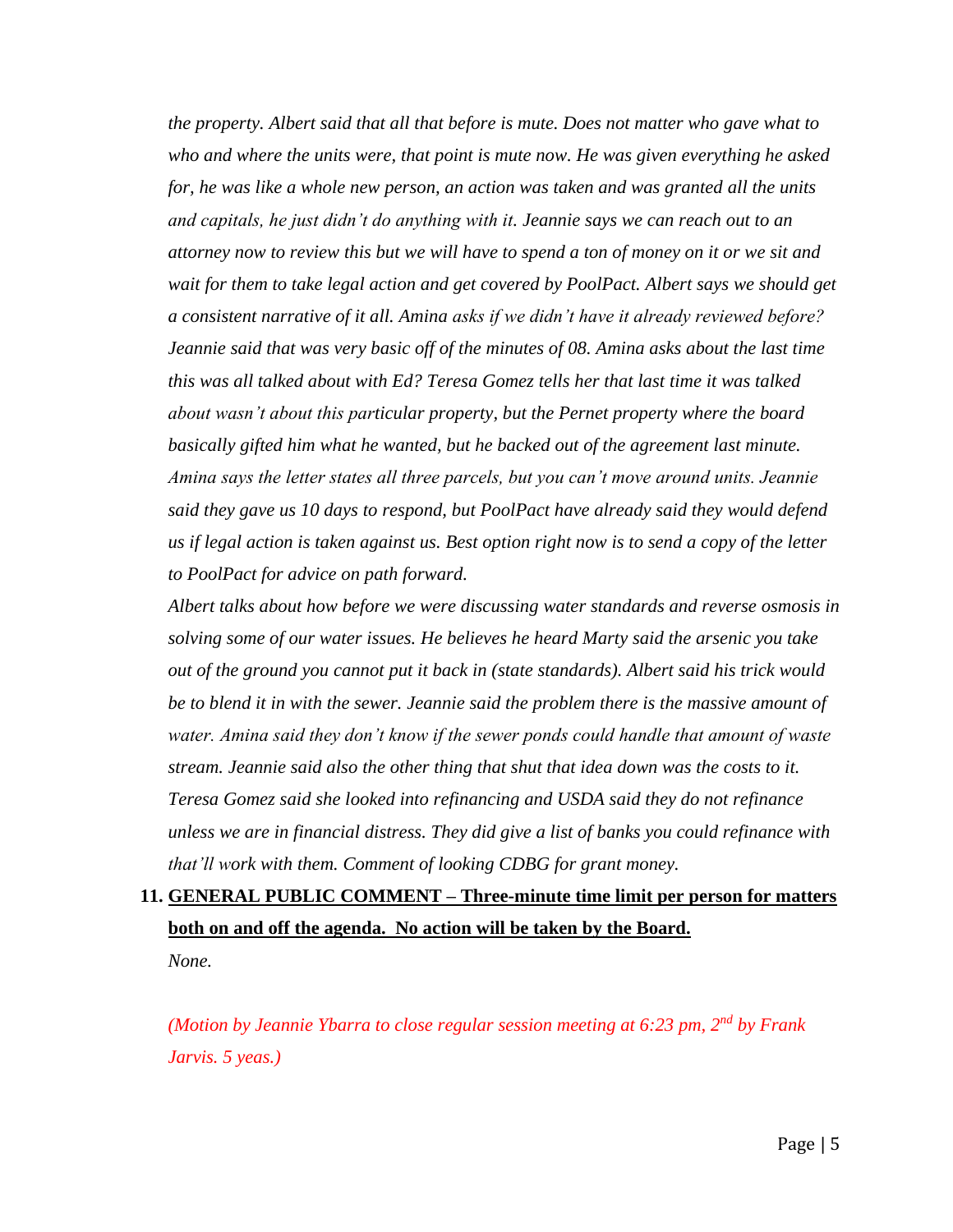*the property. Albert said that all that before is mute. Does not matter who gave what to who and where the units were, that point is mute now. He was given everything he asked for, he was like a whole new person, an action was taken and was granted all the units and capitals, he just didn't do anything with it. Jeannie says we can reach out to an attorney now to review this but we will have to spend a ton of money on it or we sit and wait for them to take legal action and get covered by PoolPact. Albert says we should get a consistent narrative of it all. Amina asks if we didn't have it already reviewed before? Jeannie said that was very basic off of the minutes of 08. Amina asks about the last time this was all talked about with Ed? Teresa Gomez tells her that last time it was talked about wasn't about this particular property, but the Pernet property where the board basically gifted him what he wanted, but he backed out of the agreement last minute. Amina says the letter states all three parcels, but you can't move around units. Jeannie said they gave us 10 days to respond, but PoolPact have already said they would defend us if legal action is taken against us. Best option right now is to send a copy of the letter to PoolPact for advice on path forward.*

*Albert talks about how before we were discussing water standards and reverse osmosis in solving some of our water issues. He believes he heard Marty said the arsenic you take out of the ground you cannot put it back in (state standards). Albert said his trick would be to blend it in with the sewer. Jeannie said the problem there is the massive amount of water. Amina said they don't know if the sewer ponds could handle that amount of waste stream. Jeannie said also the other thing that shut that idea down was the costs to it. Teresa Gomez said she looked into refinancing and USDA said they do not refinance unless we are in financial distress. They did give a list of banks you could refinance with that'll work with them. Comment of looking CDBG for grant money.*

11. **<u>GENERAL PUBLIC COMMENT – Three-minute time limit per person for matters both on and off the agenda. No action will be taken by the Board.</u>**

    *None.*

*(Motion by Jeannie Ybarra to close regular session meeting at 6:23 pm, 2nd by Frank Jarvis. 5 yeas.)*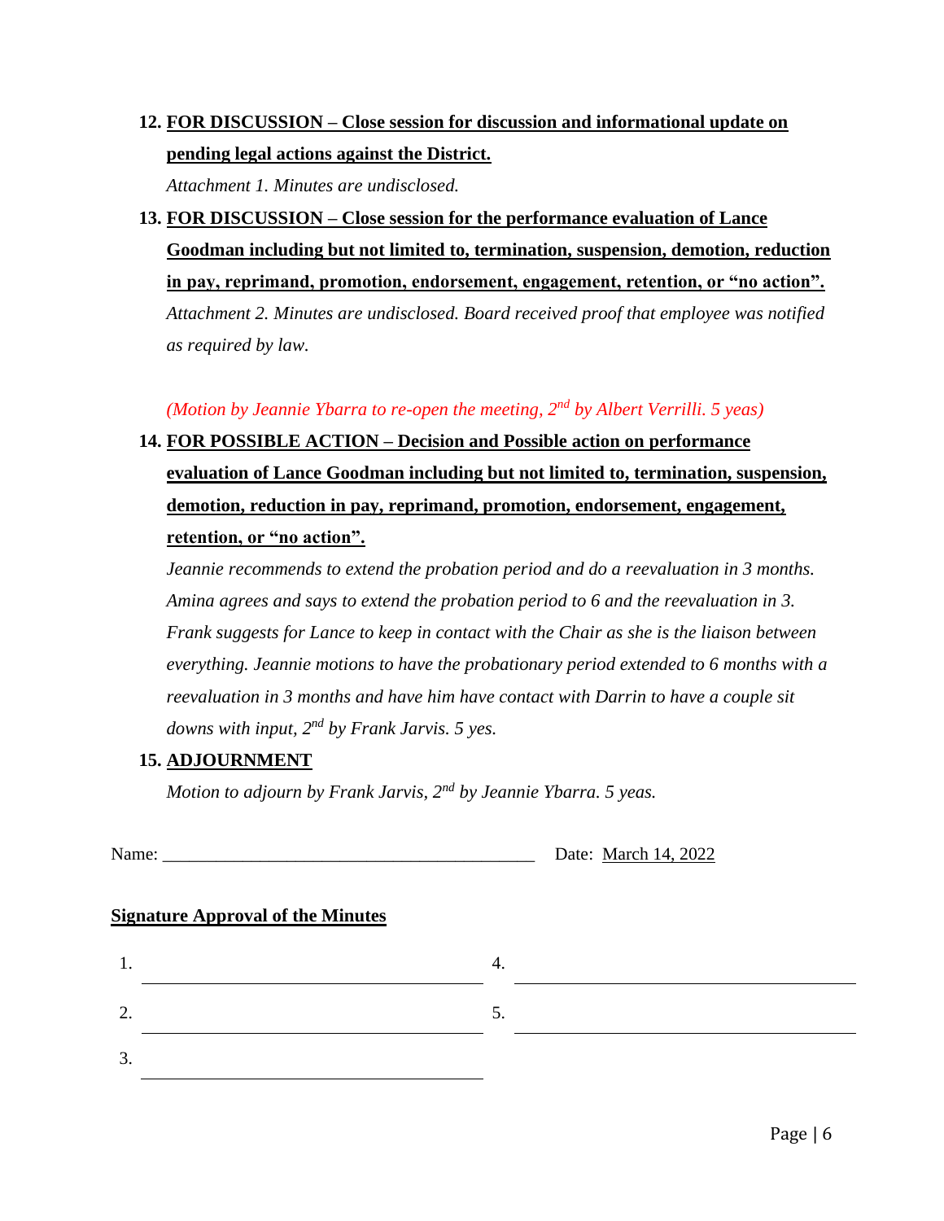12. **FOR DISCUSSION – Close session for discussion and informational update on pending legal actions against the District.**

    *Attachment 1. Minutes are undisclosed.*

13. **FOR DISCUSSION – Close session for the performance evaluation of Lance Goodman including but not limited to, termination, suspension, demotion, reduction in pay, reprimand, promotion, endorsement, engagement, retention, or "no action".**

    *Attachment 2. Minutes are undisclosed. Board received proof that employee was notified as required by law.*

    *(Motion by Jeannie Ybarra to re-open the meeting, 2nd by Albert Verrilli. 5 yeas)*

14. **FOR POSSIBLE ACTION – Decision and Possible action on performance evaluation of Lance Goodman including but not limited to, termination, suspension, demotion, reduction in pay, reprimand, promotion, endorsement, engagement, retention, or "no action".**

    *Jeannie recommends to extend the probation period and do a reevaluation in 3 months. Amina agrees and says to extend the probation period to 6 and the reevaluation in 3. Frank suggests for Lance to keep in contact with the Chair as she is the liaison between everything. Jeannie motions to have the probationary period extended to 6 months with a reevaluation in 3 months and have him have contact with Darrin to have a couple sit downs with input, 2nd by Frank Jarvis. 5 yes.*

15. **ADJOURNMENT**

    *Motion to adjourn by Frank Jarvis, 2nd by Jeannie Ybarra. 5 yeas.*

Name: ________________________________________ Date: March 14, 2022

**Signature Approval of the Minutes**

1. ______________________________ 4. ______________________________

2. ______________________________ 5. ______________________________

3. ______________________________